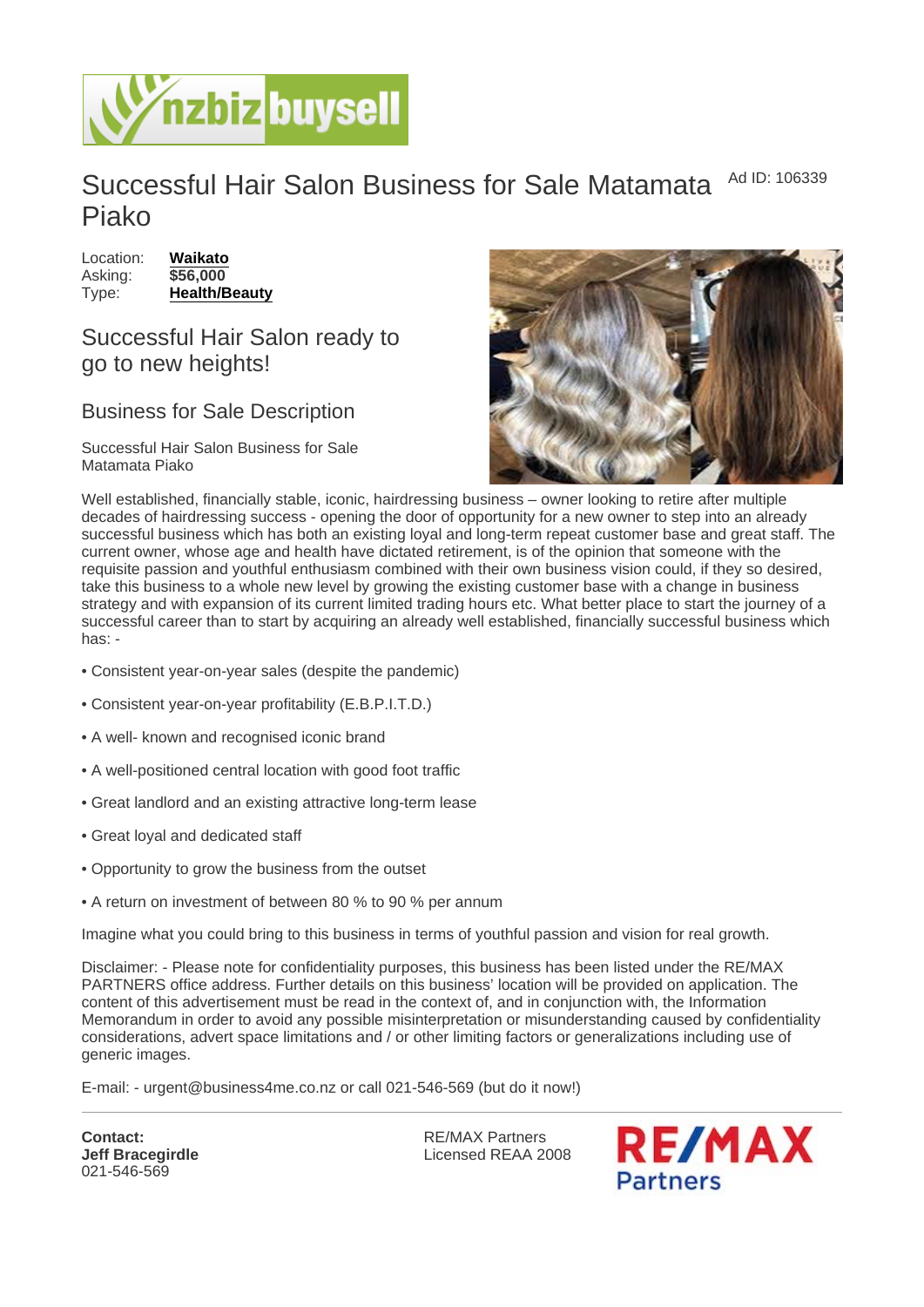# Successful Hair Salon Business for Sale Matamata Piako

Ad ID: 106339

Location: **Waikato**
Asking: **$56,000**
Type: **Health/Beauty**

## Successful Hair Salon ready to go to new heights!

### Business for Sale Description

Successful Hair Salon Business for Sale Matamata Piako

Well established, financially stable, iconic, hairdressing business – owner looking to retire after multiple decades of hairdressing success - opening the door of opportunity for a new owner to step into an already successful business which has both an existing loyal and long-term repeat customer base and great staff. The current owner, whose age and health have dictated retirement, is of the opinion that someone with the requisite passion and youthful enthusiasm combined with their own business vision could, if they so desired, take this business to a whole new level by growing the existing customer base with a change in business strategy and with expansion of its current limited trading hours etc. What better place to start the journey of a successful career than to start by acquiring an already well established, financially successful business which has: -

- Consistent year-on-year sales (despite the pandemic)
- Consistent year-on-year profitability (E.B.P.I.T.D.)
- A well- known and recognised iconic brand
- A well-positioned central location with good foot traffic
- Great landlord and an existing attractive long-term lease
- Great loyal and dedicated staff
- Opportunity to grow the business from the outset
- A return on investment of between 80 % to 90 % per annum

Imagine what you could bring to this business in terms of youthful passion and vision for real growth.

Disclaimer: - Please note for confidentiality purposes, this business has been listed under the RE/MAX PARTNERS office address. Further details on this business' location will be provided on application. The content of this advertisement must be read in the context of, and in conjunction with, the Information Memorandum in order to avoid any possible misinterpretation or misunderstanding caused by confidentiality considerations, advert space limitations and / or other limiting factors or generalizations including use of generic images.

E-mail: - urgent@business4me.co.nz or call 021-546-569 (but do it now!)

---

**Contact:**
**Jeff Bracegirdle**
021-546-569

RE/MAX Partners
Licensed REAA 2008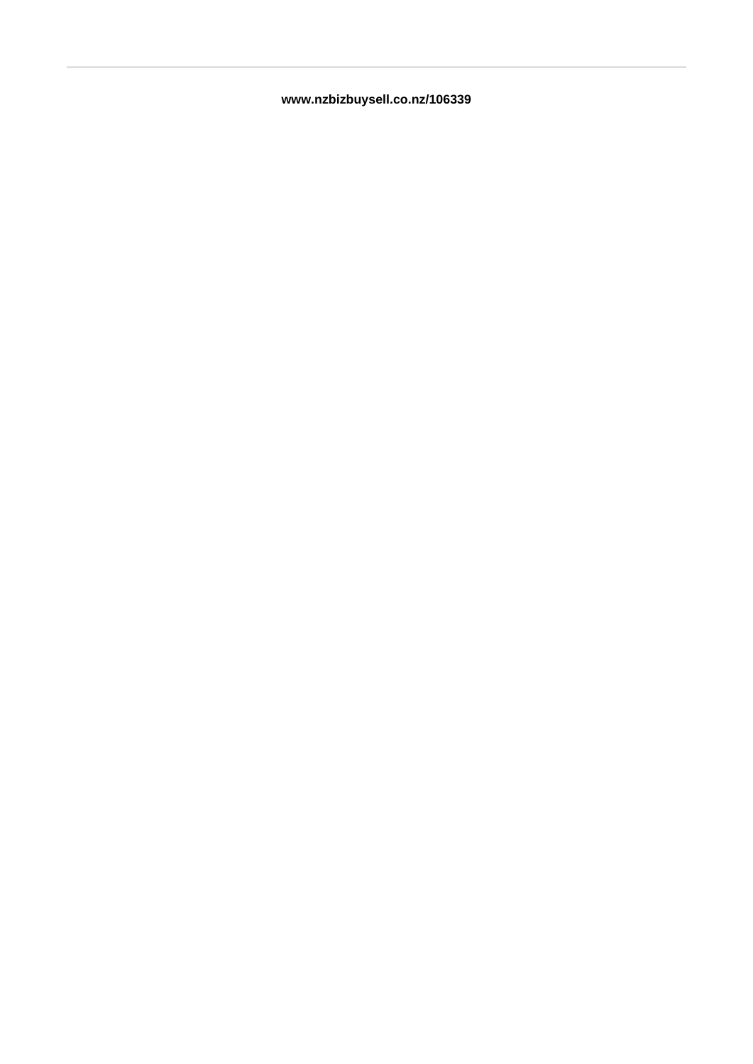**www.nzbizbuysell.co.nz/106339**